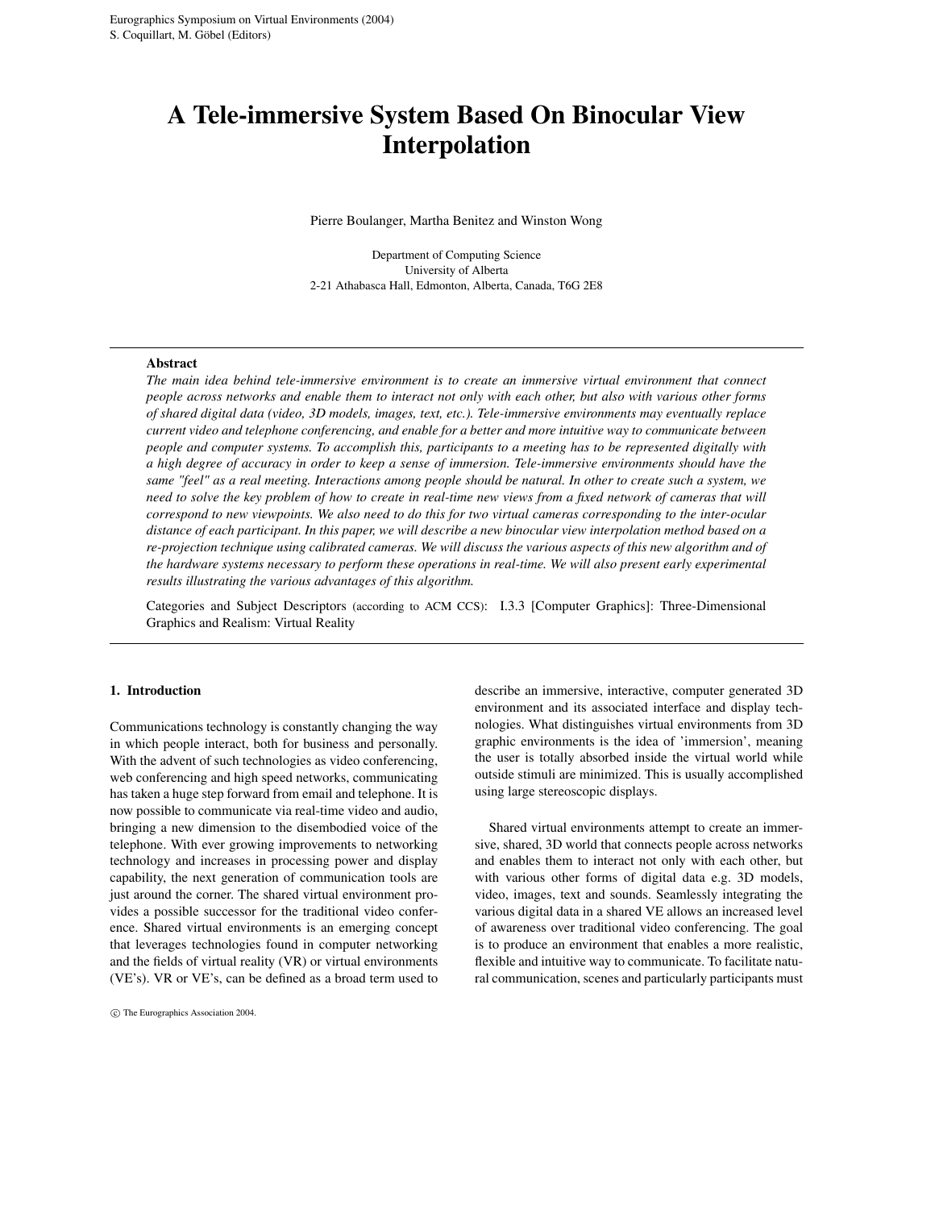# A Tele-immersive System Based On Binocular View Interpolation

Pierre Boulanger, Martha Benitez and Winston Wong

Department of Computing Science
University of Alberta
2-21 Athabasca Hall, Edmonton, Alberta, Canada, T6G 2E8

---

**Abstract**

*The main idea behind tele-immersive environment is to create an immersive virtual environment that connect people across networks and enable them to interact not only with each other, but also with various other forms of shared digital data (video, 3D models, images, text, etc.). Tele-immersive environments may eventually replace current video and telephone conferencing, and enable for a better and more intuitive way to communicate between people and computer systems. To accomplish this, participants to a meeting has to be represented digitally with a high degree of accuracy in order to keep a sense of immersion. Tele-immersive environments should have the same "feel" as a real meeting. Interactions among people should be natural. In other to create such a system, we need to solve the key problem of how to create in real-time new views from a fixed network of cameras that will correspond to new viewpoints. We also need to do this for two virtual cameras corresponding to the inter-ocular distance of each participant. In this paper, we will describe a new binocular view interpolation method based on a re-projection technique using calibrated cameras. We will discuss the various aspects of this new algorithm and of the hardware systems necessary to perform these operations in real-time. We will also present early experimental results illustrating the various advantages of this algorithm.*

Categories and Subject Descriptors (according to ACM CCS): I.3.3 [Computer Graphics]: Three-Dimensional Graphics and Realism: Virtual Reality

---

## 1. Introduction

Communications technology is constantly changing the way in which people interact, both for business and personally. With the advent of such technologies as video conferencing, web conferencing and high speed networks, communicating has taken a huge step forward from email and telephone. It is now possible to communicate via real-time video and audio, bringing a new dimension to the disembodied voice of the telephone. With ever growing improvements to networking technology and increases in processing power and display capability, the next generation of communication tools are just around the corner. The shared virtual environment provides a possible successor for the traditional video conference. Shared virtual environments is an emerging concept that leverages technologies found in computer networking and the fields of virtual reality (VR) or virtual environments (VE's). VR or VE's, can be defined as a broad term used to describe an immersive, interactive, computer generated 3D environment and its associated interface and display technologies. What distinguishes virtual environments from 3D graphic environments is the idea of 'immersion', meaning the user is totally absorbed inside the virtual world while outside stimuli are minimized. This is usually accomplished using large stereoscopic displays.

Shared virtual environments attempt to create an immersive, shared, 3D world that connects people across networks and enables them to interact not only with each other, but with various other forms of digital data e.g. 3D models, video, images, text and sounds. Seamlessly integrating the various digital data in a shared VE allows an increased level of awareness over traditional video conferencing. The goal is to produce an environment that enables a more realistic, flexible and intuitive way to communicate. To facilitate natural communication, scenes and particularly participants must

© The Eurographics Association 2004.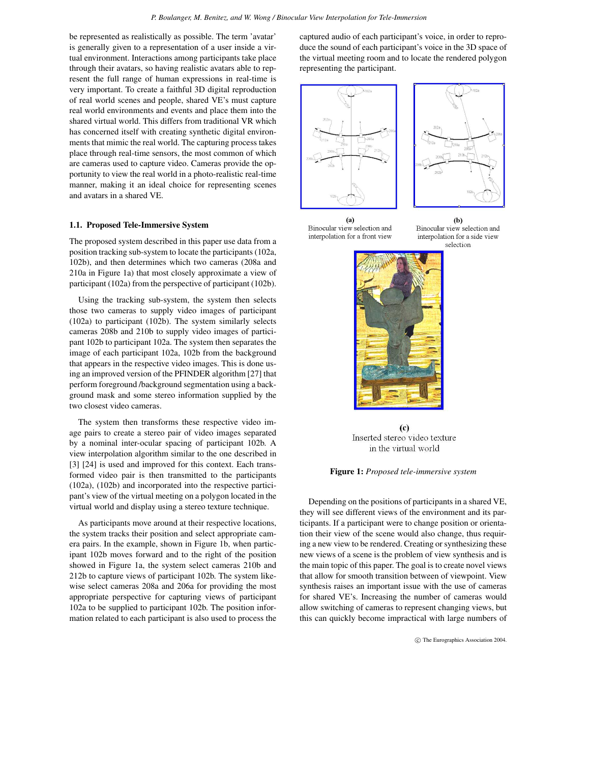be represented as realistically as possible. The term 'avatar' is generally given to a representation of a user inside a virtual environment. Interactions among participants take place through their avatars, so having realistic avatars able to represent the full range of human expressions in real-time is very important. To create a faithful 3D digital reproduction of real world scenes and people, shared VE's must capture real world environments and events and place them into the shared virtual world. This differs from traditional VR which has concerned itself with creating synthetic digital environments that mimic the real world. The capturing process takes place through real-time sensors, the most common of which are cameras used to capture video. Cameras provide the opportunity to view the real world in a photo-realistic real-time manner, making it an ideal choice for representing scenes and avatars in a shared VE.

### 1.1. Proposed Tele-Immersive System

The proposed system described in this paper use data from a position tracking sub-system to locate the participants (102a, 102b), and then determines which two cameras (208a and 210a in Figure 1a) that most closely approximate a view of participant (102a) from the perspective of participant (102b).

Using the tracking sub-system, the system then selects those two cameras to supply video images of participant (102a) to participant (102b). The system similarly selects cameras 208b and 210b to supply video images of participant 102b to participant 102a. The system then separates the image of each participant 102a, 102b from the background that appears in the respective video images. This is done using an improved version of the PFINDER algorithm [27] that perform foreground /background segmentation using a background mask and some stereo information supplied by the two closest video cameras.

The system then transforms these respective video image pairs to create a stereo pair of video images separated by a nominal inter-ocular spacing of participant 102b. A view interpolation algorithm similar to the one described in [3] [24] is used and improved for this context. Each transformed video pair is then transmitted to the participants (102a), (102b) and incorporated into the respective participant's view of the virtual meeting on a polygon located in the virtual world and display using a stereo texture technique.

As participants move around at their respective locations, the system tracks their position and select appropriate camera pairs. In the example, shown in Figure 1b, when participant 102b moves forward and to the right of the position showed in Figure 1a, the system select cameras 210b and 212b to capture views of participant 102b. The system likewise select cameras 208a and 206a for providing the most appropriate perspective for capturing views of participant 102a to be supplied to participant 102b. The position information related to each participant is also used to process the captured audio of each participant's voice, in order to reproduce the sound of each participant's voice in the 3D space of the virtual meeting room and to locate the rendered polygon representing the participant.

**(a)** Binocular view selection and interpolation for a front view

**(b)** Binocular view selection and interpolation for a side view selection

**(c)** Inserted stereo video texture in the virtual world

**Figure 1:** *Proposed tele-immersive system*

Depending on the positions of participants in a shared VE, they will see different views of the environment and its participants. If a participant were to change position or orientation their view of the scene would also change, thus requiring a new view to be rendered. Creating or synthesizing these new views of a scene is the problem of view synthesis and is the main topic of this paper. The goal is to create novel views that allow for smooth transition between of viewpoint. View synthesis raises an important issue with the use of cameras for shared VE's. Increasing the number of cameras would allow switching of cameras to represent changing views, but this can quickly become impractical with large numbers of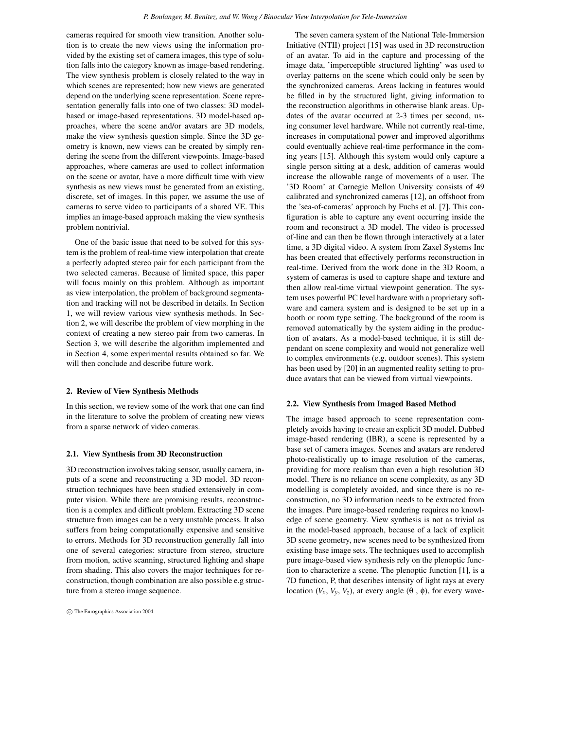cameras required for smooth view transition. Another solution is to create the new views using the information provided by the existing set of camera images, this type of solution falls into the category known as image-based rendering. The view synthesis problem is closely related to the way in which scenes are represented; how new views are generated depend on the underlying scene representation. Scene representation generally falls into one of two classes: 3D model-based or image-based representations. 3D model-based approaches, where the scene and/or avatars are 3D models, make the view synthesis question simple. Since the 3D geometry is known, new views can be created by simply rendering the scene from the different viewpoints. Image-based approaches, where cameras are used to collect information on the scene or avatar, have a more difficult time with view synthesis as new views must be generated from an existing, discrete, set of images. In this paper, we assume the use of cameras to serve video to participants of a shared VE. This implies an image-based approach making the view synthesis problem nontrivial.

One of the basic issue that need to be solved for this system is the problem of real-time view interpolation that create a perfectly adapted stereo pair for each participant from the two selected cameras. Because of limited space, this paper will focus mainly on this problem. Although as important as view interpolation, the problem of background segmentation and tracking will not be described in details. In Section 1, we will review various view synthesis methods. In Section 2, we will describe the problem of view morphing in the context of creating a new stereo pair from two cameras. In Section 3, we will describe the algorithm implemented and in Section 4, some experimental results obtained so far. We will then conclude and describe future work.

## 2. Review of View Synthesis Methods

In this section, we review some of the work that one can find in the literature to solve the problem of creating new views from a sparse network of video cameras.

### 2.1. View Synthesis from 3D Reconstruction

3D reconstruction involves taking sensor, usually camera, inputs of a scene and reconstructing a 3D model. 3D reconstruction techniques have been studied extensively in computer vision. While there are promising results, reconstruction is a complex and difficult problem. Extracting 3D scene structure from images can be a very unstable process. It also suffers from being computationally expensive and sensitive to errors. Methods for 3D reconstruction generally fall into one of several categories: structure from stereo, structure from motion, active scanning, structured lighting and shape from shading. This also covers the major techniques for reconstruction, though combination are also possible e.g structure from a stereo image sequence.

The seven camera system of the National Tele-Immersion Initiative (NTII) project [15] was used in 3D reconstruction of an avatar. To aid in the capture and processing of the image data, 'imperceptible structured lighting' was used to overlay patterns on the scene which could only be seen by the synchronized cameras. Areas lacking in features would be filled in by the structured light, giving information to the reconstruction algorithms in otherwise blank areas. Updates of the avatar occurred at 2-3 times per second, using consumer level hardware. While not currently real-time, increases in computational power and improved algorithms could eventually achieve real-time performance in the coming years [15]. Although this system would only capture a single person sitting at a desk, addition of cameras would increase the allowable range of movements of a user. The '3D Room' at Carnegie Mellon University consists of 49 calibrated and synchronized cameras [12], an offshoot from the 'sea-of-cameras' approach by Fuchs et al. [7]. This configuration is able to capture any event occurring inside the room and reconstruct a 3D model. The video is processed of-line and can then be flown through interactively at a later time, a 3D digital video. A system from Zaxel Systems Inc has been created that effectively performs reconstruction in real-time. Derived from the work done in the 3D Room, a system of cameras is used to capture shape and texture and then allow real-time virtual viewpoint generation. The system uses powerful PC level hardware with a proprietary software and camera system and is designed to be set up in a booth or room type setting. The background of the room is removed automatically by the system aiding in the production of avatars. As a model-based technique, it is still dependant on scene complexity and would not generalize well to complex environments (e.g. outdoor scenes). This system has been used by [20] in an augmented reality setting to produce avatars that can be viewed from virtual viewpoints.

### 2.2. View Synthesis from Imaged Based Method

The image based approach to scene representation completely avoids having to create an explicit 3D model. Dubbed image-based rendering (IBR), a scene is represented by a base set of camera images. Scenes and avatars are rendered photo-realistically up to image resolution of the cameras, providing for more realism than even a high resolution 3D model. There is no reliance on scene complexity, as any 3D modelling is completely avoided, and since there is no reconstruction, no 3D information needs to be extracted from the images. Pure image-based rendering requires no knowledge of scene geometry. View synthesis is not as trivial as in the model-based approach, because of a lack of explicit 3D scene geometry, new scenes need to be synthesized from existing base image sets. The techniques used to accomplish pure image-based view synthesis rely on the plenoptic function to characterize a scene. The plenoptic function [1], is a 7D function, P, that describes intensity of light rays at every location ($V_x$, $V_y$, $V_z$), at every angle ($\theta$ , $\phi$), for every wave-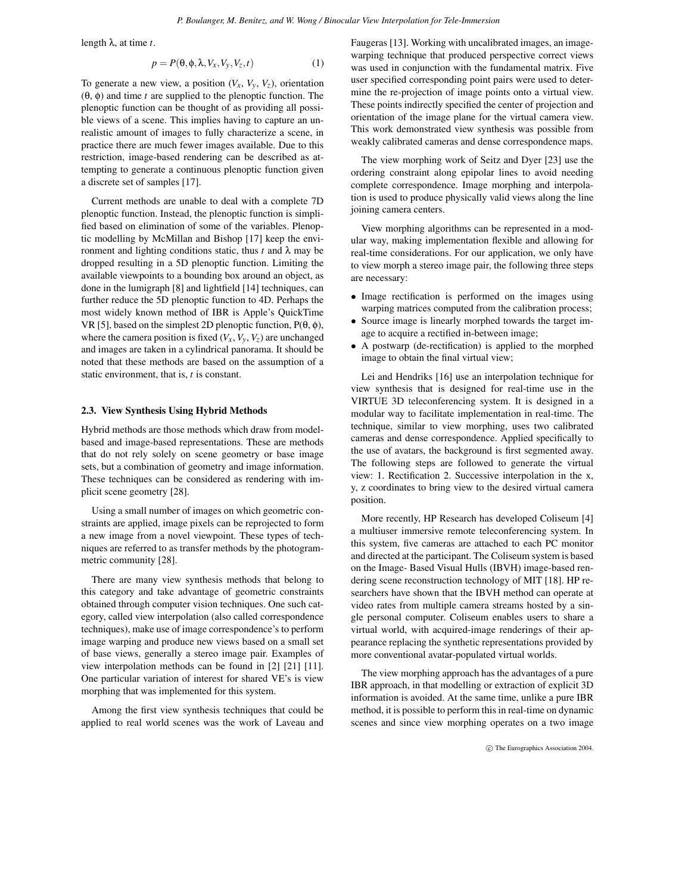length $\lambda$, at time $t$.

$$p = P(\theta, \phi, \lambda, V_x, V_y, V_z, t) \quad (1)$$

To generate a new view, a position ($V_x$, $V_y$, $V_z$), orientation ($\theta$, $\phi$) and time $t$ are supplied to the plenoptic function. The plenoptic function can be thought of as providing all possible views of a scene. This implies having to capture an unrealistic amount of images to fully characterize a scene, in practice there are much fewer images available. Due to this restriction, image-based rendering can be described as attempting to generate a continuous plenoptic function given a discrete set of samples [17].

Current methods are unable to deal with a complete 7D plenoptic function. Instead, the plenoptic function is simplified based on elimination of some of the variables. Plenoptic modelling by McMillan and Bishop [17] keep the environment and lighting conditions static, thus $t$ and $\lambda$ may be dropped resulting in a 5D plenoptic function. Limiting the available viewpoints to a bounding box around an object, as done in the lumigraph [8] and lightfield [14] techniques, can further reduce the 5D plenoptic function to 4D. Perhaps the most widely known method of IBR is Apple's QuickTime VR [5], based on the simplest 2D plenoptic function, P($\theta$, $\phi$), where the camera position is fixed ($V_x$, $V_y$, $V_z$) are unchanged and images are taken in a cylindrical panorama. It should be noted that these methods are based on the assumption of a static environment, that is, $t$ is constant.

### 2.3. View Synthesis Using Hybrid Methods

Hybrid methods are those methods which draw from model-based and image-based representations. These are methods that do not rely solely on scene geometry or base image sets, but a combination of geometry and image information. These techniques can be considered as rendering with implicit scene geometry [28].

Using a small number of images on which geometric constraints are applied, image pixels can be reprojected to form a new image from a novel viewpoint. These types of techniques are referred to as transfer methods by the photogrammetric community [28].

There are many view synthesis methods that belong to this category and take advantage of geometric constraints obtained through computer vision techniques. One such category, called view interpolation (also called correspondence techniques), make use of image correspondence's to perform image warping and produce new views based on a small set of base views, generally a stereo image pair. Examples of view interpolation methods can be found in [2] [21] [11]. One particular variation of interest for shared VE's is view morphing that was implemented for this system.

Among the first view synthesis techniques that could be applied to real world scenes was the work of Laveau and Faugeras [13]. Working with uncalibrated images, an image-warping technique that produced perspective correct views was used in conjunction with the fundamental matrix. Five user specified corresponding point pairs were used to determine the re-projection of image points onto a virtual view. These points indirectly specified the center of projection and orientation of the image plane for the virtual camera view. This work demonstrated view synthesis was possible from weakly calibrated cameras and dense correspondence maps.

The view morphing work of Seitz and Dyer [23] use the ordering constraint along epipolar lines to avoid needing complete correspondence. Image morphing and interpolation is used to produce physically valid views along the line joining camera centers.

View morphing algorithms can be represented in a modular way, making implementation flexible and allowing for real-time considerations. For our application, we only have to view morph a stereo image pair, the following three steps are necessary:

- Image rectification is performed on the images using warping matrices computed from the calibration process;
- Source image is linearly morphed towards the target image to acquire a rectified in-between image;
- A postwarp (de-rectification) is applied to the morphed image to obtain the final virtual view;

Lei and Hendriks [16] use an interpolation technique for view synthesis that is designed for real-time use in the VIRTUE 3D teleconferencing system. It is designed in a modular way to facilitate implementation in real-time. The technique, similar to view morphing, uses two calibrated cameras and dense correspondence. Applied specifically to the use of avatars, the background is first segmented away. The following steps are followed to generate the virtual view: 1. Rectification 2. Successive interpolation in the x, y, z coordinates to bring view to the desired virtual camera position.

More recently, HP Research has developed Coliseum [4] a multiuser immersive remote teleconferencing system. In this system, five cameras are attached to each PC monitor and directed at the participant. The Coliseum system is based on the Image- Based Visual Hulls (IBVH) image-based rendering scene reconstruction technology of MIT [18]. HP researchers have shown that the IBVH method can operate at video rates from multiple camera streams hosted by a single personal computer. Coliseum enables users to share a virtual world, with acquired-image renderings of their appearance replacing the synthetic representations provided by more conventional avatar-populated virtual worlds.

The view morphing approach has the advantages of a pure IBR approach, in that modelling or extraction of explicit 3D information is avoided. At the same time, unlike a pure IBR method, it is possible to perform this in real-time on dynamic scenes and since view morphing operates on a two image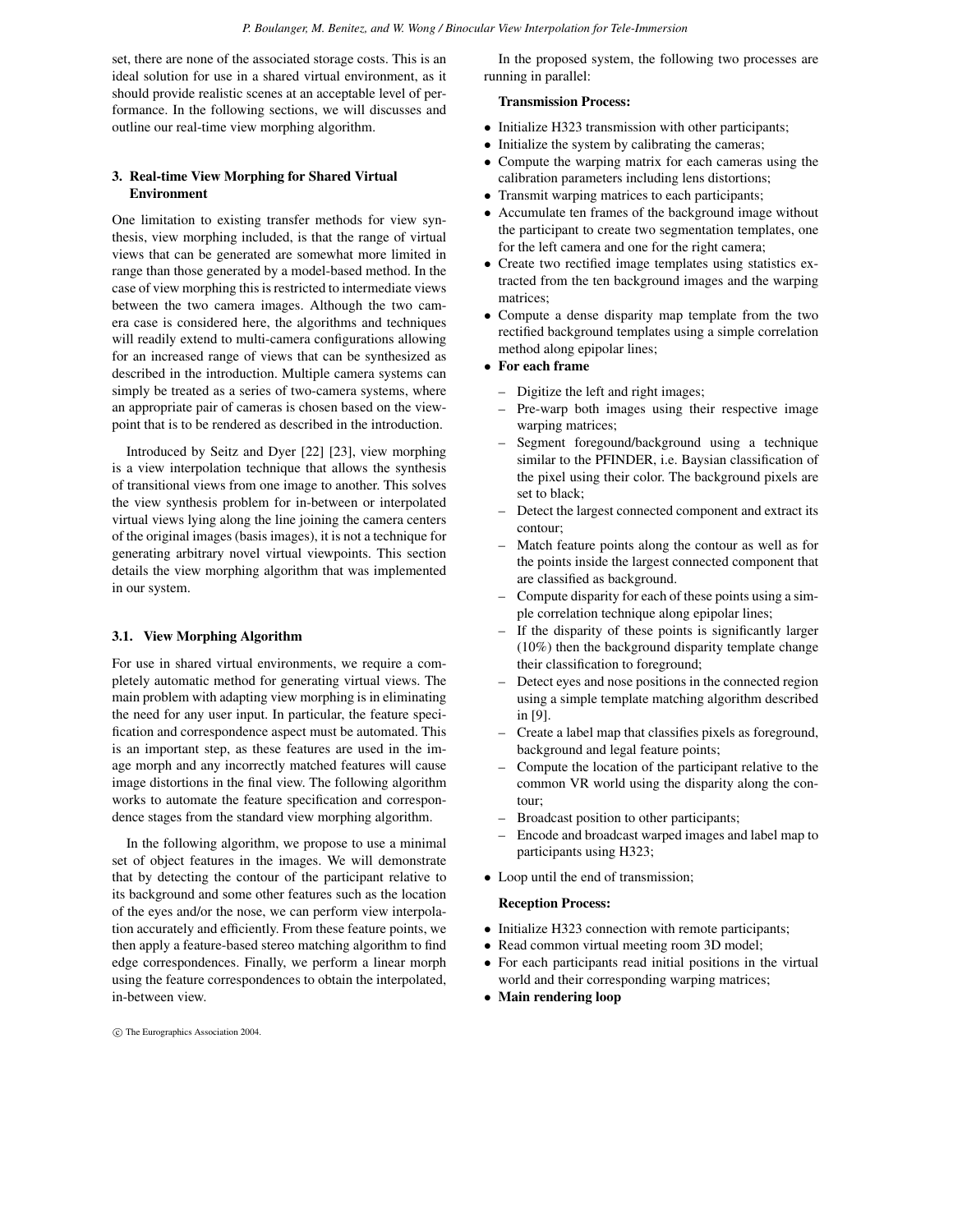set, there are none of the associated storage costs. This is an ideal solution for use in a shared virtual environment, as it should provide realistic scenes at an acceptable level of performance. In the following sections, we will discusses and outline our real-time view morphing algorithm.

## 3. Real-time View Morphing for Shared Virtual Environment

One limitation to existing transfer methods for view synthesis, view morphing included, is that the range of virtual views that can be generated are somewhat more limited in range than those generated by a model-based method. In the case of view morphing this is restricted to intermediate views between the two camera images. Although the two camera case is considered here, the algorithms and techniques will readily extend to multi-camera configurations allowing for an increased range of views that can be synthesized as described in the introduction. Multiple camera systems can simply be treated as a series of two-camera systems, where an appropriate pair of cameras is chosen based on the viewpoint that is to be rendered as described in the introduction.

Introduced by Seitz and Dyer [22] [23], view morphing is a view interpolation technique that allows the synthesis of transitional views from one image to another. This solves the view synthesis problem for in-between or interpolated virtual views lying along the line joining the camera centers of the original images (basis images), it is not a technique for generating arbitrary novel virtual viewpoints. This section details the view morphing algorithm that was implemented in our system.

### 3.1. View Morphing Algorithm

For use in shared virtual environments, we require a completely automatic method for generating virtual views. The main problem with adapting view morphing is in eliminating the need for any user input. In particular, the feature specification and correspondence aspect must be automated. This is an important step, as these features are used in the image morph and any incorrectly matched features will cause image distortions in the final view. The following algorithm works to automate the feature specification and correspondence stages from the standard view morphing algorithm.

In the following algorithm, we propose to use a minimal set of object features in the images. We will demonstrate that by detecting the contour of the participant relative to its background and some other features such as the location of the eyes and/or the nose, we can perform view interpolation accurately and efficiently. From these feature points, we then apply a feature-based stereo matching algorithm to find edge correspondences. Finally, we perform a linear morph using the feature correspondences to obtain the interpolated, in-between view.

In the proposed system, the following two processes are running in parallel:

**Transmission Process:**

- Initialize H323 transmission with other participants;
- Initialize the system by calibrating the cameras;
- Compute the warping matrix for each cameras using the calibration parameters including lens distortions;
- Transmit warping matrices to each participants;
- Accumulate ten frames of the background image without the participant to create two segmentation templates, one for the left camera and one for the right camera;
- Create two rectified image templates using statistics extracted from the ten background images and the warping matrices;
- Compute a dense disparity map template from the two rectified background templates using a simple correlation method along epipolar lines;
- **For each frame**
  - Digitize the left and right images;
  - Pre-warp both images using their respective image warping matrices;
  - Segment foregound/background using a technique similar to the PFINDER, i.e. Baysian classification of the pixel using their color. The background pixels are set to black;
  - Detect the largest connected component and extract its contour;
  - Match feature points along the contour as well as for the points inside the largest connected component that are classified as background.
  - Compute disparity for each of these points using a simple correlation technique along epipolar lines;
  - If the disparity of these points is significantly larger (10%) then the background disparity template change their classification to foreground;
  - Detect eyes and nose positions in the connected region using a simple template matching algorithm described in [9].
  - Create a label map that classifies pixels as foreground, background and legal feature points;
  - Compute the location of the participant relative to the common VR world using the disparity along the contour;
  - Broadcast position to other participants;
  - Encode and broadcast warped images and label map to participants using H323;
- Loop until the end of transmission;

**Reception Process:**

- Initialize H323 connection with remote participants;
- Read common virtual meeting room 3D model;
- For each participants read initial positions in the virtual world and their corresponding warping matrices;
- **Main rendering loop**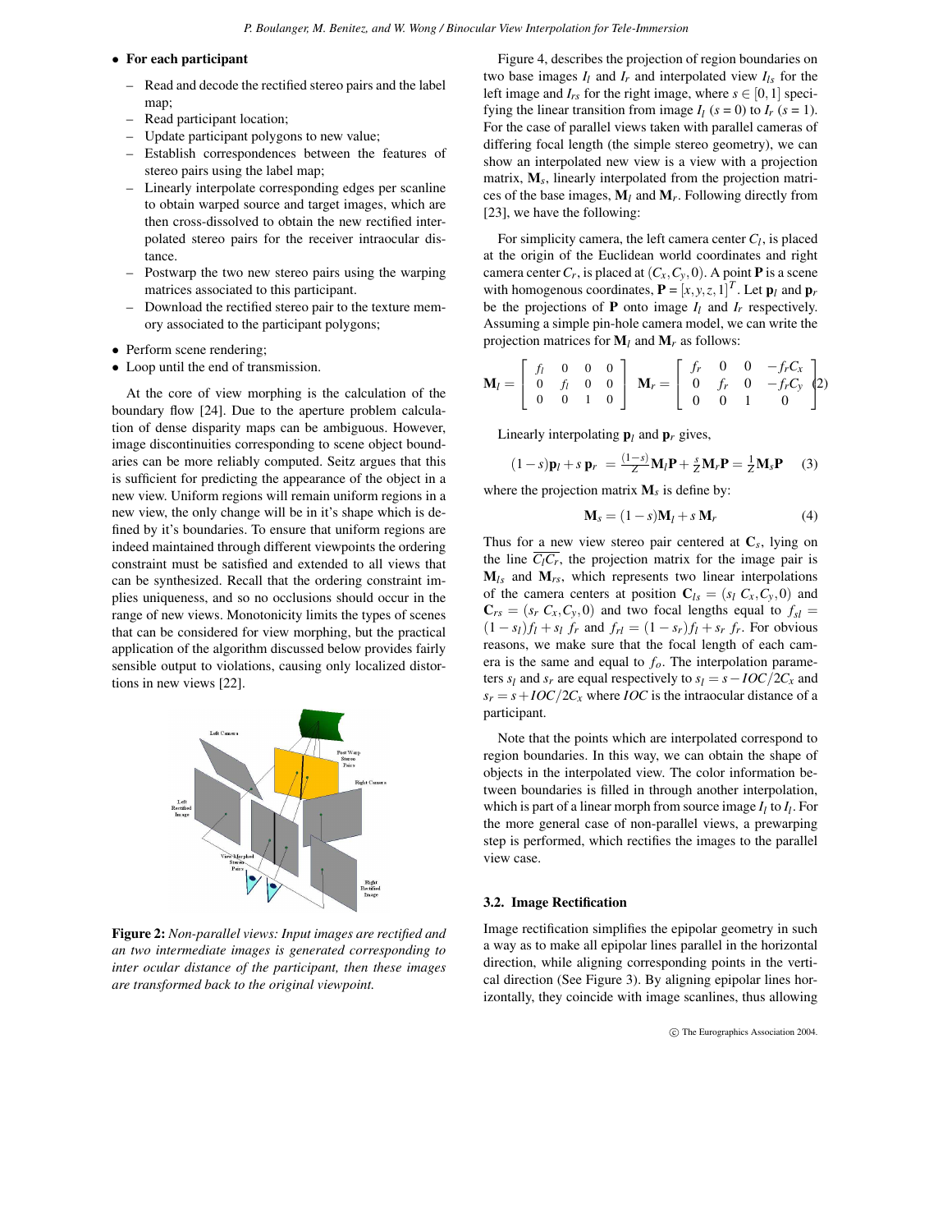- **For each participant**
  - Read and decode the rectified stereo pairs and the label map;
  - Read participant location;
  - Update participant polygons to new value;
  - Establish correspondences between the features of stereo pairs using the label map;
  - Linearly interpolate corresponding edges per scanline to obtain warped source and target images, which are then cross-dissolved to obtain the new rectified interpolated stereo pairs for the receiver intraocular distance.
  - Postwarp the two new stereo pairs using the warping matrices associated to this participant.
  - Download the rectified stereo pair to the texture memory associated to the participant polygons;
- Perform scene rendering;
- Loop until the end of transmission.

At the core of view morphing is the calculation of the boundary flow [24]. Due to the aperture problem calculation of dense disparity maps can be ambiguous. However, image discontinuities corresponding to scene object boundaries can be more reliably computed. Seitz argues that this is sufficient for predicting the appearance of the object in a new view. Uniform regions will remain uniform regions in a new view, the only change will be in it's shape which is defined by it's boundaries. To ensure that uniform regions are indeed maintained through different viewpoints the ordering constraint must be satisfied and extended to all views that can be synthesized. Recall that the ordering constraint implies uniqueness, and so no occlusions should occur in the range of new views. Monotonicity limits the types of scenes that can be considered for view morphing, but the practical application of the algorithm discussed below provides fairly sensible output to violations, causing only localized distortions in new views [22].

Left Camera

Post Warp Stereo Pairs

Right Camera

Left Rectified Image

View Morphed Stereo Pairs

Right Rectified Image

**Figure 2:** *Non-parallel views: Input images are rectified and an two intermediate images is generated corresponding to inter ocular distance of the participant, then these images are transformed back to the original viewpoint.*

Figure 4, describes the projection of region boundaries on two base images $I_l$ and $I_r$ and interpolated view $I_{ls}$ for the left image and $I_{rs}$ for the right image, where $s \in [0,1]$ specifying the linear transition from image $I_l$ ($s = 0$) to $I_r$ ($s = 1$). For the case of parallel views taken with parallel cameras of differing focal length (the simple stereo geometry), we can show an interpolated new view is a view with a projection matrix, $\mathbf{M}_s$, linearly interpolated from the projection matrices of the base images, $\mathbf{M}_l$ and $\mathbf{M}_r$. Following directly from [23], we have the following:

For simplicity camera, the left camera center $C_l$, is placed at the origin of the Euclidean world coordinates and right camera center $C_r$, is placed at $(C_x, C_y, 0)$. A point $\mathbf{P}$ is a scene with homogenous coordinates, $\mathbf{P} = [x, y, z, 1]^T$. Let $\mathbf{p}_l$ and $\mathbf{p}_r$ be the projections of $\mathbf{P}$ onto image $I_l$ and $I_r$ respectively. Assuming a simple pin-hole camera model, we can write the projection matrices for $\mathbf{M}_l$ and $\mathbf{M}_r$ as follows:

$$\mathbf{M}_l = \begin{bmatrix} f_l & 0 & 0 & 0 \\ 0 & f_l & 0 & 0 \\ 0 & 0 & 1 & 0 \end{bmatrix} \quad \mathbf{M}_r = \begin{bmatrix} f_r & 0 & 0 & -f_r C_x \\ 0 & f_r & 0 & -f_r C_y \\ 0 & 0 & 1 & 0 \end{bmatrix} \quad (2)$$

Linearly interpolating $\mathbf{p}_l$ and $\mathbf{p}_r$ gives,

$$(1-s)\mathbf{p}_l + s\,\mathbf{p}_r \;= \frac{(1-s)}{Z}\mathbf{M}_l\mathbf{P} + \frac{s}{Z}\mathbf{M}_r\mathbf{P} = \frac{1}{Z}\mathbf{M}_s\mathbf{P} \quad (3)$$

where the projection matrix $\mathbf{M}_s$ is define by:

$$\mathbf{M}_s = (1-s)\mathbf{M}_l + s\,\mathbf{M}_r \quad (4)$$

Thus for a new view stereo pair centered at $\mathbf{C}_s$, lying on the line $\overline{C_l C_r}$, the projection matrix for the image pair is $\mathbf{M}_{ls}$ and $\mathbf{M}_{rs}$, which represents two linear interpolations of the camera centers at position $\mathbf{C}_{ls} = (s_l\ C_x, C_y, 0)$ and $\mathbf{C}_{rs} = (s_r\ C_x, C_y, 0)$ and two focal lengths equal to $f_{sl} = (1-s_l)f_l + s_l\ f_r$ and $f_{rl} = (1-s_r)f_l + s_r\ f_r$. For obvious reasons, we make sure that the focal length of each camera is the same and equal to $f_o$. The interpolation parameters $s_l$ and $s_r$ are equal respectively to $s_l = s - IOC/2C_x$ and $s_r = s + IOC/2C_x$ where $IOC$ is the intraocular distance of a participant.

Note that the points which are interpolated correspond to region boundaries. In this way, we can obtain the shape of objects in the interpolated view. The color information between boundaries is filled in through another interpolation, which is part of a linear morph from source image $I_l$ to $I_l$. For the more general case of non-parallel views, a prewarping step is performed, which rectifies the images to the parallel view case.

### 3.2. Image Rectification

Image rectification simplifies the epipolar geometry in such a way as to make all epipolar lines parallel in the horizontal direction, while aligning corresponding points in the vertical direction (See Figure 3). By aligning epipolar lines horizontally, they coincide with image scanlines, thus allowing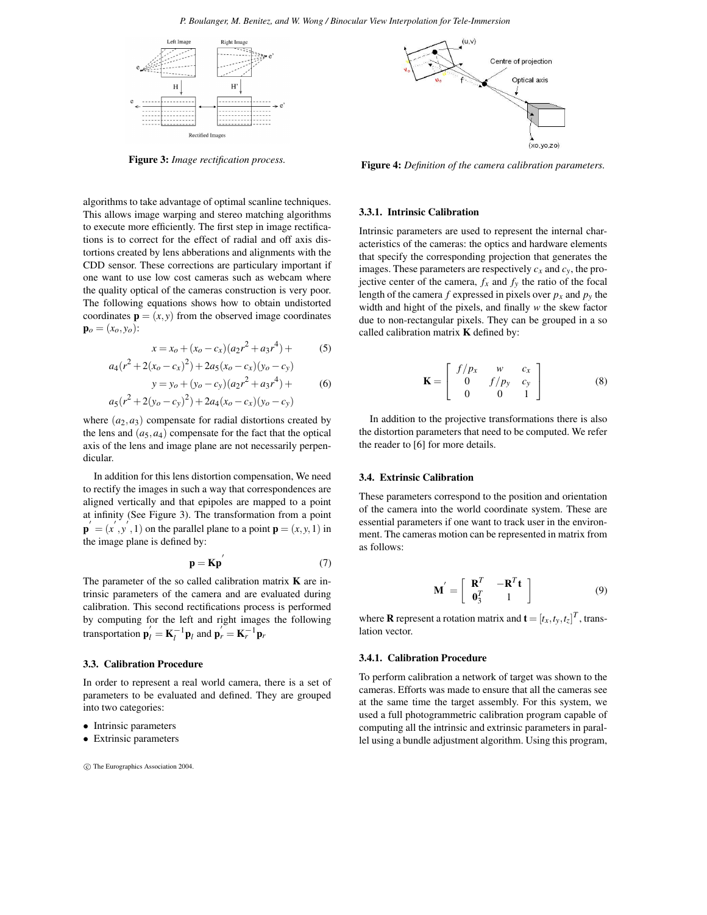Figure 3: *Image rectification process.*

Figure 4: *Definition of the camera calibration parameters.*

algorithms to take advantage of optimal scanline techniques. This allows image warping and stereo matching algorithms to execute more efficiently. The first step in image rectifications is to correct for the effect of radial and off axis distortions created by lens abberations and alignments with the CDD sensor. These corrections are particulary important if one want to use low cost cameras such as webcam where the quality optical of the cameras construction is very poor. The following equations shows how to obtain undistorted coordinates $\mathbf{p} = (x, y)$ from the observed image coordinates $\mathbf{p}_o = (x_o, y_o)$:

$$x = x_o + (x_o - c_x)(a_2 r^2 + a_3 r^4) + \tag{5}$$
$$a_4(r^2 + 2(x_o - c_x)^2) + 2a_5(x_o - c_x)(y_o - c_y)$$
$$y = y_o + (y_o - c_y)(a_2 r^2 + a_3 r^4) + \tag{6}$$
$$a_5(r^2 + 2(y_o - c_y)^2) + 2a_4(x_o - c_x)(y_o - c_y)$$

where $(a_2, a_3)$ compensate for radial distortions created by the lens and $(a_5, a_4)$ compensate for the fact that the optical axis of the lens and image plane are not necessarily perpendicular.

In addition for this lens distortion compensation, We need to rectify the images in such a way that correspondences are aligned vertically and that epipoles are mapped to a point at infinity (See Figure 3). The transformation from a point $\mathbf{p}' = (x', y', 1)$ on the parallel plane to a point $\mathbf{p} = (x, y, 1)$ in the image plane is defined by:

$$\mathbf{p} = \mathbf{K}\mathbf{p}' \tag{7}$$

The parameter of the so called calibration matrix $\mathbf{K}$ are intrinsic parameters of the camera and are evaluated during calibration. This second rectifications process is performed by computing for the left and right images the following transportation $\mathbf{p}'_l = \mathbf{K}_l^{-1}\mathbf{p}_l$ and $\mathbf{p}'_r = \mathbf{K}_r^{-1}\mathbf{p}_r$

### 3.3. Calibration Procedure

In order to represent a real world camera, there is a set of parameters to be evaluated and defined. They are grouped into two categories:

- Intrinsic parameters
- Extrinsic parameters

#### 3.3.1. Intrinsic Calibration

Intrinsic parameters are used to represent the internal characteristics of the cameras: the optics and hardware elements that specify the corresponding projection that generates the images. These parameters are respectively $c_x$ and $c_y$, the projective center of the camera, $f_x$ and $f_y$ the ratio of the focal length of the camera $f$ expressed in pixels over $p_x$ and $p_y$ the width and hight of the pixels, and finally $w$ the skew factor due to non-rectangular pixels. They can be grouped in a so called calibration matrix $\mathbf{K}$ defined by:

$$\mathbf{K} = \begin{bmatrix} f/p_x & w & c_x \\ 0 & f/p_y & c_y \\ 0 & 0 & 1 \end{bmatrix} \tag{8}$$

In addition to the projective transformations there is also the distortion parameters that need to be computed. We refer the reader to [6] for more details.

### 3.4. Extrinsic Calibration

These parameters correspond to the position and orientation of the camera into the world coordinate system. These are essential parameters if one want to track user in the environment. The cameras motion can be represented in matrix from as follows:

$$\mathbf{M}' = \begin{bmatrix} \mathbf{R}^T & -\mathbf{R}^T\mathbf{t} \\ \mathbf{0}_3^T & 1 \end{bmatrix} \tag{9}$$

where $\mathbf{R}$ represent a rotation matrix and $\mathbf{t} = [t_x, t_y, t_z]^T$, translation vector.

#### 3.4.1. Calibration Procedure

To perform calibration a network of target was shown to the cameras. Efforts was made to ensure that all the cameras see at the same time the target assembly. For this system, we used a full photogrammetric calibration program capable of computing all the intrinsic and extrinsic parameters in parallel using a bundle adjustment algorithm. Using this program,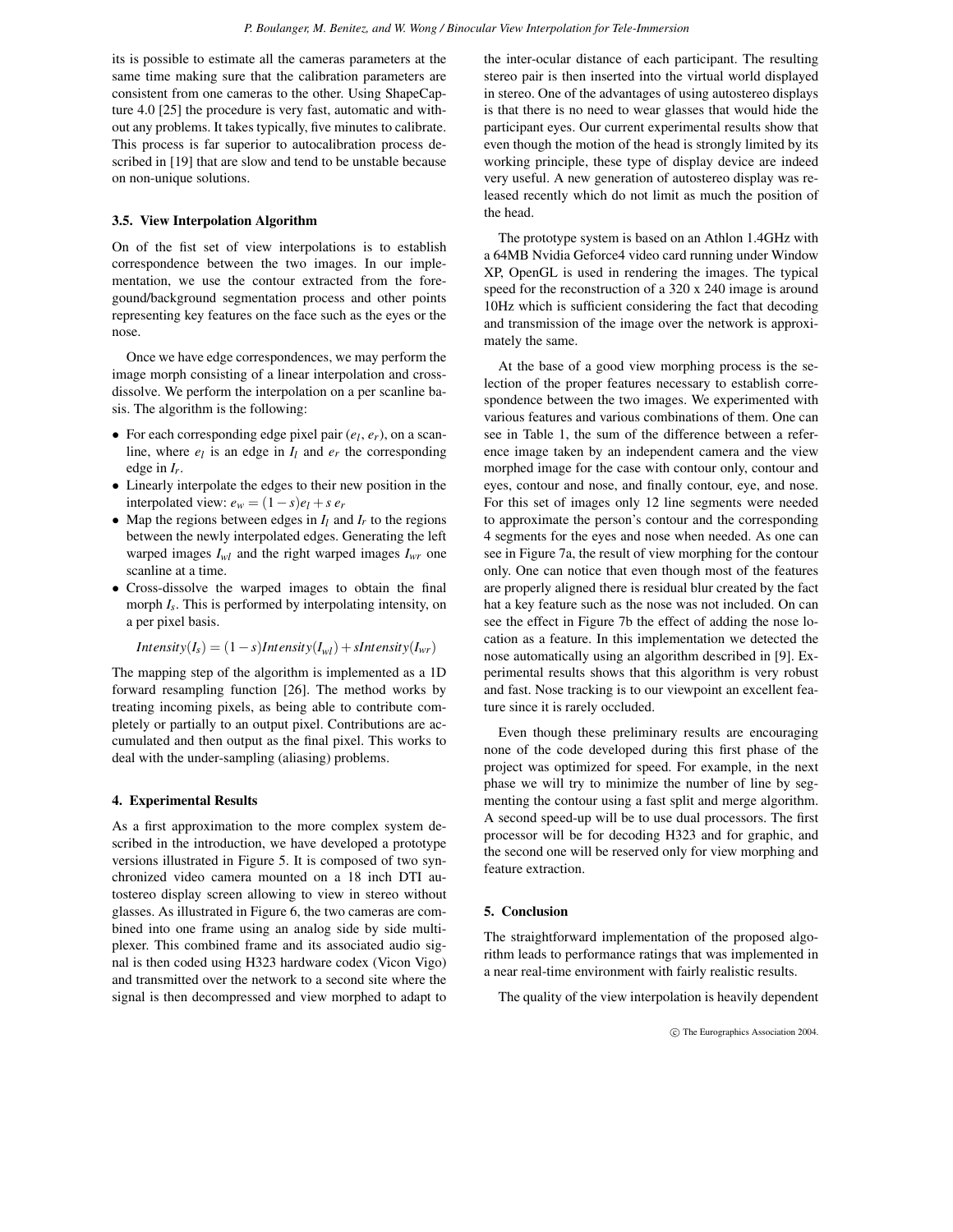its is possible to estimate all the cameras parameters at the same time making sure that the calibration parameters are consistent from one cameras to the other. Using ShapeCapture 4.0 [25] the procedure is very fast, automatic and without any problems. It takes typically, five minutes to calibrate. This process is far superior to autocalibration process described in [19] that are slow and tend to be unstable because on non-unique solutions.

### 3.5. View Interpolation Algorithm

On of the fist set of view interpolations is to establish correspondence between the two images. In our implementation, we use the contour extracted from the foregound/background segmentation process and other points representing key features on the face such as the eyes or the nose.

Once we have edge correspondences, we may perform the image morph consisting of a linear interpolation and cross-dissolve. We perform the interpolation on a per scanline basis. The algorithm is the following:

- For each corresponding edge pixel pair ($e_l$, $e_r$), on a scanline, where $e_l$ is an edge in $I_l$ and $e_r$ the corresponding edge in $I_r$.
- Linearly interpolate the edges to their new position in the interpolated view: $e_w = (1-s)e_l + s\, e_r$
- Map the regions between edges in $I_l$ and $I_r$ to the regions between the newly interpolated edges. Generating the left warped images $I_{wl}$ and the right warped images $I_{wr}$ one scanline at a time.
- Cross-dissolve the warped images to obtain the final morph $I_s$. This is performed by interpolating intensity, on a per pixel basis.

$$Intensity(I_s) = (1-s)Intensity(I_{wl}) + sIntensity(I_{wr})$$

The mapping step of the algorithm is implemented as a 1D forward resampling function [26]. The method works by treating incoming pixels, as being able to contribute completely or partially to an output pixel. Contributions are accumulated and then output as the final pixel. This works to deal with the under-sampling (aliasing) problems.

## 4. Experimental Results

As a first approximation to the more complex system described in the introduction, we have developed a prototype versions illustrated in Figure 5. It is composed of two synchronized video camera mounted on a 18 inch DTI autostereo display screen allowing to view in stereo without glasses. As illustrated in Figure 6, the two cameras are combined into one frame using an analog side by side multiplexer. This combined frame and its associated audio signal is then coded using H323 hardware codex (Vicon Vigo) and transmitted over the network to a second site where the signal is then decompressed and view morphed to adapt to the inter-ocular distance of each participant. The resulting stereo pair is then inserted into the virtual world displayed in stereo. One of the advantages of using autostereo displays is that there is no need to wear glasses that would hide the participant eyes. Our current experimental results show that even though the motion of the head is strongly limited by its working principle, these type of display device are indeed very useful. A new generation of autostereo display was released recently which do not limit as much the position of the head.

The prototype system is based on an Athlon 1.4GHz with a 64MB Nvidia Geforce4 video card running under Window XP, OpenGL is used in rendering the images. The typical speed for the reconstruction of a 320 x 240 image is around 10Hz which is sufficient considering the fact that decoding and transmission of the image over the network is approximately the same.

At the base of a good view morphing process is the selection of the proper features necessary to establish correspondence between the two images. We experimented with various features and various combinations of them. One can see in Table 1, the sum of the difference between a reference image taken by an independent camera and the view morphed image for the case with contour only, contour and eyes, contour and nose, and finally contour, eye, and nose. For this set of images only 12 line segments were needed to approximate the person's contour and the corresponding 4 segments for the eyes and nose when needed. As one can see in Figure 7a, the result of view morphing for the contour only. One can notice that even though most of the features are properly aligned there is residual blur created by the fact hat a key feature such as the nose was not included. On can see the effect in Figure 7b the effect of adding the nose location as a feature. In this implementation we detected the nose automatically using an algorithm described in [9]. Experimental results shows that this algorithm is very robust and fast. Nose tracking is to our viewpoint an excellent feature since it is rarely occluded.

Even though these preliminary results are encouraging none of the code developed during this first phase of the project was optimized for speed. For example, in the next phase we will try to minimize the number of line by segmenting the contour using a fast split and merge algorithm. A second speed-up will be to use dual processors. The first processor will be for decoding H323 and for graphic, and the second one will be reserved only for view morphing and feature extraction.

## 5. Conclusion

The straightforward implementation of the proposed algorithm leads to performance ratings that was implemented in a near real-time environment with fairly realistic results.

The quality of the view interpolation is heavily dependent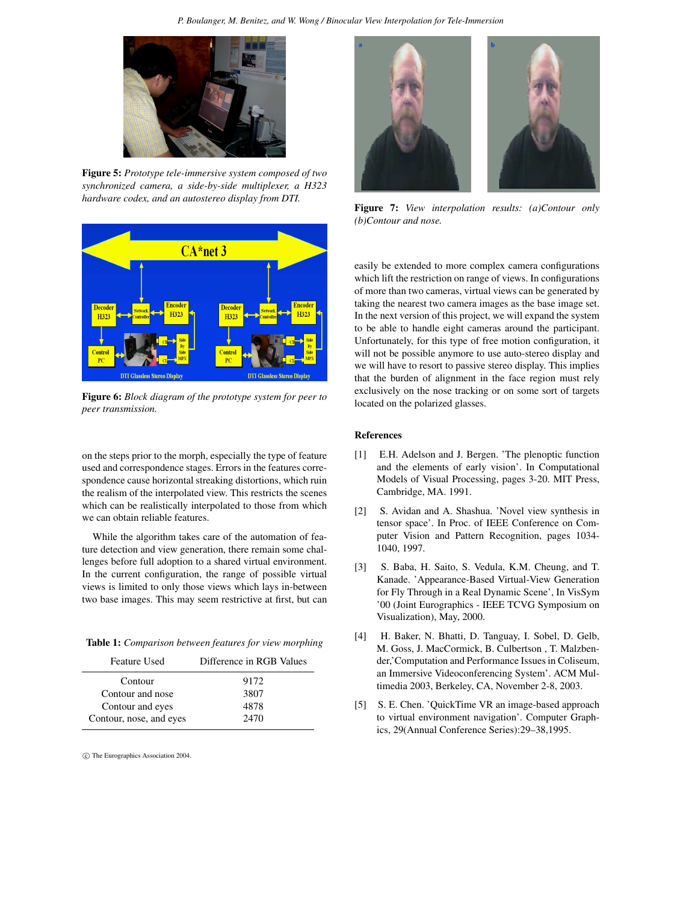**Figure 5:** *Prototype tele-immersive system composed of two synchronized camera, a side-by-side multiplexer, a H323 hardware codex, and an autostereo display from DTI.*

**Figure 6:** *Block diagram of the prototype system for peer to peer transmission.*

on the steps prior to the morph, especially the type of feature used and correspondence stages. Errors in the features correspondence cause horizontal streaking distortions, which ruin the realism of the interpolated view. This restricts the scenes which can be realistically interpolated to those from which we can obtain reliable features.

While the algorithm takes care of the automation of feature detection and view generation, there remain some challenges before full adoption to a shared virtual environment. In the current configuration, the range of possible virtual views is limited to only those views which lays in-between two base images. This may seem restrictive at first, but can

**Table 1:** *Comparison between features for view morphing*

| Feature Used | Difference in RGB Values |
|---|---|
| Contour | 9172 |
| Contour and nose | 3807 |
| Contour and eyes | 4878 |
| Contour, nose, and eyes | 2470 |

**Figure 7:** *View interpolation results: (a)Contour only (b)Contour and nose.*

easily be extended to more complex camera configurations which lift the restriction on range of views. In configurations of more than two cameras, virtual views can be generated by taking the nearest two camera images as the base image set. In the next version of this project, we will expand the system to be able to handle eight cameras around the participant. Unfortunately, for this type of free motion configuration, it will not be possible anymore to use auto-stereo display and we will have to resort to passive stereo display. This implies that the burden of alignment in the face region must rely exclusively on the nose tracking or on some sort of targets located on the polarized glasses.

## References

[1] E.H. Adelson and J. Bergen. 'The plenoptic function and the elements of early vision'. In Computational Models of Visual Processing, pages 3-20. MIT Press, Cambridge, MA. 1991.

[2] S. Avidan and A. Shashua. 'Novel view synthesis in tensor space'. In Proc. of IEEE Conference on Computer Vision and Pattern Recognition, pages 1034-1040, 1997.

[3] S. Baba, H. Saito, S. Vedula, K.M. Cheung, and T. Kanade. 'Appearance-Based Virtual-View Generation for Fly Through in a Real Dynamic Scene', In VisSym '00 (Joint Eurographics - IEEE TCVG Symposium on Visualization), May, 2000.

[4] H. Baker, N. Bhatti, D. Tanguay, I. Sobel, D. Gelb, M. Goss, J. MacCormick, B. Culbertson , T. Malzbender,'Computation and Performance Issues in Coliseum, an Immersive Videoconferencing System'. ACM Multimedia 2003, Berkeley, CA, November 2-8, 2003.

[5] S. E. Chen. 'QuickTime VR an image-based approach to virtual environment navigation'. Computer Graphics, 29(Annual Conference Series):29–38,1995.

© The Eurographics Association 2004.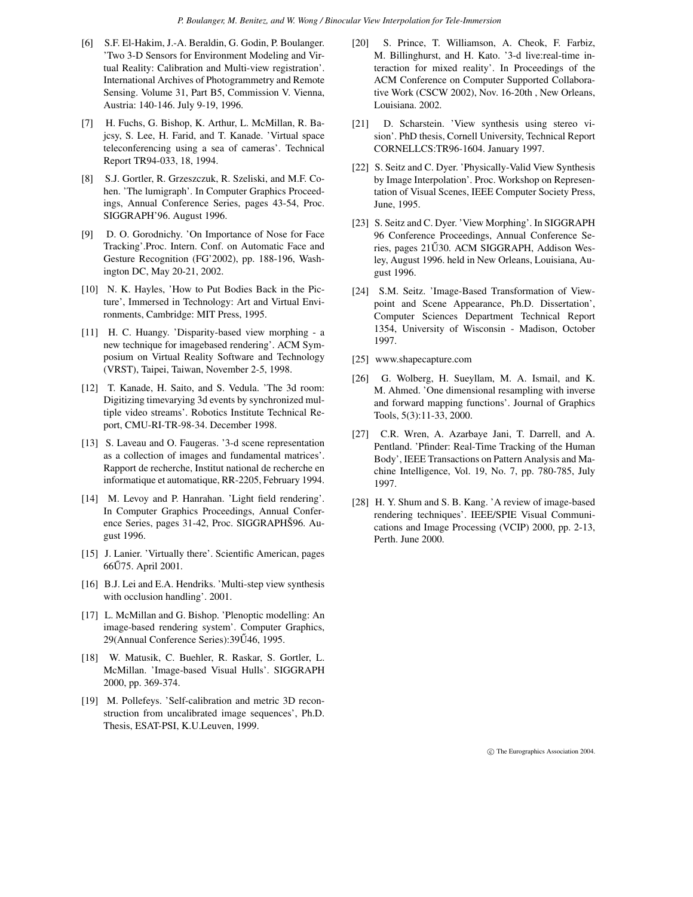[6] S.F. El-Hakim, J.-A. Beraldin, G. Godin, P. Boulanger. 'Two 3-D Sensors for Environment Modeling and Virtual Reality: Calibration and Multi-view registration'. International Archives of Photogrammetry and Remote Sensing. Volume 31, Part B5, Commission V. Vienna, Austria: 140-146. July 9-19, 1996.

[7] H. Fuchs, G. Bishop, K. Arthur, L. McMillan, R. Bajcsy, S. Lee, H. Farid, and T. Kanade. 'Virtual space teleconferencing using a sea of cameras'. Technical Report TR94-033, 18, 1994.

[8] S.J. Gortler, R. Grzeszczuk, R. Szeliski, and M.F. Cohen. 'The lumigraph'. In Computer Graphics Proceedings, Annual Conference Series, pages 43-54, Proc. SIGGRAPH'96. August 1996.

[9] D. O. Gorodnichy. 'On Importance of Nose for Face Tracking'.Proc. Intern. Conf. on Automatic Face and Gesture Recognition (FG'2002), pp. 188-196, Washington DC, May 20-21, 2002.

[10] N. K. Hayles, 'How to Put Bodies Back in the Picture', Immersed in Technology: Art and Virtual Environments, Cambridge: MIT Press, 1995.

[11] H. C. Huangy. 'Disparity-based view morphing - a new technique for imagebased rendering'. ACM Symposium on Virtual Reality Software and Technology (VRST), Taipei, Taiwan, November 2-5, 1998.

[12] T. Kanade, H. Saito, and S. Vedula. 'The 3d room: Digitizing timevarying 3d events by synchronized multiple video streams'. Robotics Institute Technical Report, CMU-RI-TR-98-34. December 1998.

[13] S. Laveau and O. Faugeras. '3-d scene representation as a collection of images and fundamental matrices'. Rapport de recherche, Institut national de recherche en informatique et automatique, RR-2205, February 1994.

[14] M. Levoy and P. Hanrahan. 'Light field rendering'. In Computer Graphics Proceedings, Annual Conference Series, pages 31-42, Proc. SIGGRAPHŠ96. August 1996.

[15] J. Lanier. 'Virtually there'. Scientific American, pages 66Ű75. April 2001.

[16] B.J. Lei and E.A. Hendriks. 'Multi-step view synthesis with occlusion handling'. 2001.

[17] L. McMillan and G. Bishop. 'Plenoptic modelling: An image-based rendering system'. Computer Graphics, 29(Annual Conference Series):39Ű46, 1995.

[18] W. Matusik, C. Buehler, R. Raskar, S. Gortler, L. McMillan. 'Image-based Visual Hulls'. SIGGRAPH 2000, pp. 369-374.

[19] M. Pollefeys. 'Self-calibration and metric 3D reconstruction from uncalibrated image sequences', Ph.D. Thesis, ESAT-PSI, K.U.Leuven, 1999.

[20] S. Prince, T. Williamson, A. Cheok, F. Farbiz, M. Billinghurst, and H. Kato. '3-d live:real-time interaction for mixed reality'. In Proceedings of the ACM Conference on Computer Supported Collaborative Work (CSCW 2002), Nov. 16-20th , New Orleans, Louisiana. 2002.

[21] D. Scharstein. 'View synthesis using stereo vision'. PhD thesis, Cornell University, Technical Report CORNELLCS:TR96-1604. January 1997.

[22] S. Seitz and C. Dyer. 'Physically-Valid View Synthesis by Image Interpolation'. Proc. Workshop on Representation of Visual Scenes, IEEE Computer Society Press, June, 1995.

[23] S. Seitz and C. Dyer. 'View Morphing'. In SIGGRAPH 96 Conference Proceedings, Annual Conference Series, pages 21Ű30. ACM SIGGRAPH, Addison Wesley, August 1996. held in New Orleans, Louisiana, August 1996.

[24] S.M. Seitz. 'Image-Based Transformation of Viewpoint and Scene Appearance, Ph.D. Dissertation', Computer Sciences Department Technical Report 1354, University of Wisconsin - Madison, October 1997.

[25] www.shapecapture.com

[26] G. Wolberg, H. Sueyllam, M. A. Ismail, and K. M. Ahmed. 'One dimensional resampling with inverse and forward mapping functions'. Journal of Graphics Tools, 5(3):11-33, 2000.

[27] C.R. Wren, A. Azarbaye Jani, T. Darrell, and A. Pentland. 'Pfinder: Real-Time Tracking of the Human Body', IEEE Transactions on Pattern Analysis and Machine Intelligence, Vol. 19, No. 7, pp. 780-785, July 1997.

[28] H. Y. Shum and S. B. Kang. 'A review of image-based rendering techniques'. IEEE/SPIE Visual Communications and Image Processing (VCIP) 2000, pp. 2-13, Perth. June 2000.